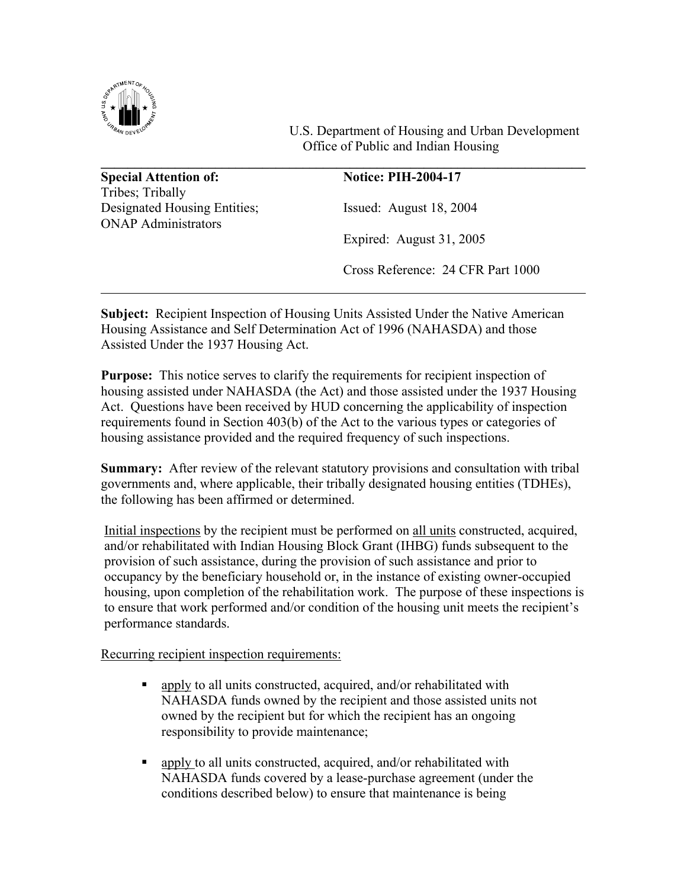U.S. Department of Housing and Urban Development
Office of Public and Indian Housing

| | |
|---|---|
| **Special Attention of:** Tribes; Tribally Designated Housing Entities; ONAP Administrators | **Notice: PIH-2004-17** |
| | Issued: August 18, 2004 |
| | Expired: August 31, 2005 |
| | Cross Reference: 24 CFR Part 1000 |

**Subject:** Recipient Inspection of Housing Units Assisted Under the Native American Housing Assistance and Self Determination Act of 1996 (NAHASDA) and those Assisted Under the 1937 Housing Act.

**Purpose:** This notice serves to clarify the requirements for recipient inspection of housing assisted under NAHASDA (the Act) and those assisted under the 1937 Housing Act. Questions have been received by HUD concerning the applicability of inspection requirements found in Section 403(b) of the Act to the various types or categories of housing assistance provided and the required frequency of such inspections.

**Summary:** After review of the relevant statutory provisions and consultation with tribal governments and, where applicable, their tribally designated housing entities (TDHEs), the following has been affirmed or determined.

Initial inspections by the recipient must be performed on all units constructed, acquired, and/or rehabilitated with Indian Housing Block Grant (IHBG) funds subsequent to the provision of such assistance, during the provision of such assistance and prior to occupancy by the beneficiary household or, in the instance of existing owner-occupied housing, upon completion of the rehabilitation work. The purpose of these inspections is to ensure that work performed and/or condition of the housing unit meets the recipient's performance standards.

Recurring recipient inspection requirements:

- apply to all units constructed, acquired, and/or rehabilitated with NAHASDA funds owned by the recipient and those assisted units not owned by the recipient but for which the recipient has an ongoing responsibility to provide maintenance;
- apply to all units constructed, acquired, and/or rehabilitated with NAHASDA funds covered by a lease-purchase agreement (under the conditions described below) to ensure that maintenance is being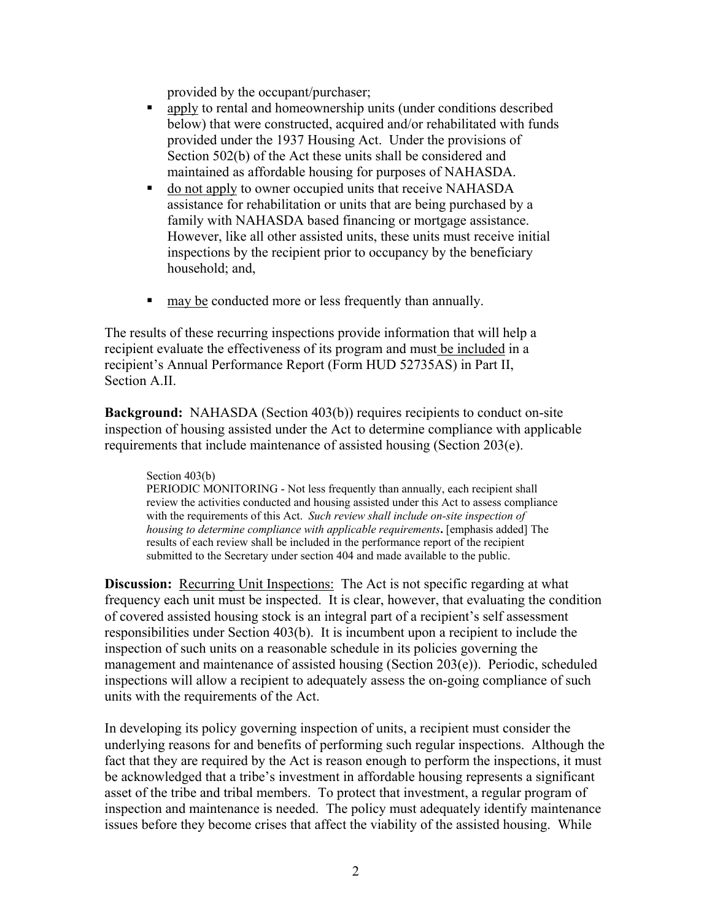provided by the occupant/purchaser;

- apply to rental and homeownership units (under conditions described below) that were constructed, acquired and/or rehabilitated with funds provided under the 1937 Housing Act. Under the provisions of Section 502(b) of the Act these units shall be considered and maintained as affordable housing for purposes of NAHASDA.
- do not apply to owner occupied units that receive NAHASDA assistance for rehabilitation or units that are being purchased by a family with NAHASDA based financing or mortgage assistance. However, like all other assisted units, these units must receive initial inspections by the recipient prior to occupancy by the beneficiary household; and,
- may be conducted more or less frequently than annually.

The results of these recurring inspections provide information that will help a recipient evaluate the effectiveness of its program and must be included in a recipient's Annual Performance Report (Form HUD 52735AS) in Part II, Section A.II.

**Background:** NAHASDA (Section 403(b)) requires recipients to conduct on-site inspection of housing assisted under the Act to determine compliance with applicable requirements that include maintenance of assisted housing (Section 203(e).

> Section 403(b)
> PERIODIC MONITORING - Not less frequently than annually, each recipient shall review the activities conducted and housing assisted under this Act to assess compliance with the requirements of this Act. *Such review shall include on-site inspection of housing to determine compliance with applicable requirements***.** [emphasis added] The results of each review shall be included in the performance report of the recipient submitted to the Secretary under section 404 and made available to the public.

**Discussion:** Recurring Unit Inspections: The Act is not specific regarding at what frequency each unit must be inspected. It is clear, however, that evaluating the condition of covered assisted housing stock is an integral part of a recipient's self assessment responsibilities under Section 403(b). It is incumbent upon a recipient to include the inspection of such units on a reasonable schedule in its policies governing the management and maintenance of assisted housing (Section 203(e)). Periodic, scheduled inspections will allow a recipient to adequately assess the on-going compliance of such units with the requirements of the Act.

In developing its policy governing inspection of units, a recipient must consider the underlying reasons for and benefits of performing such regular inspections. Although the fact that they are required by the Act is reason enough to perform the inspections, it must be acknowledged that a tribe's investment in affordable housing represents a significant asset of the tribe and tribal members. To protect that investment, a regular program of inspection and maintenance is needed. The policy must adequately identify maintenance issues before they become crises that affect the viability of the assisted housing. While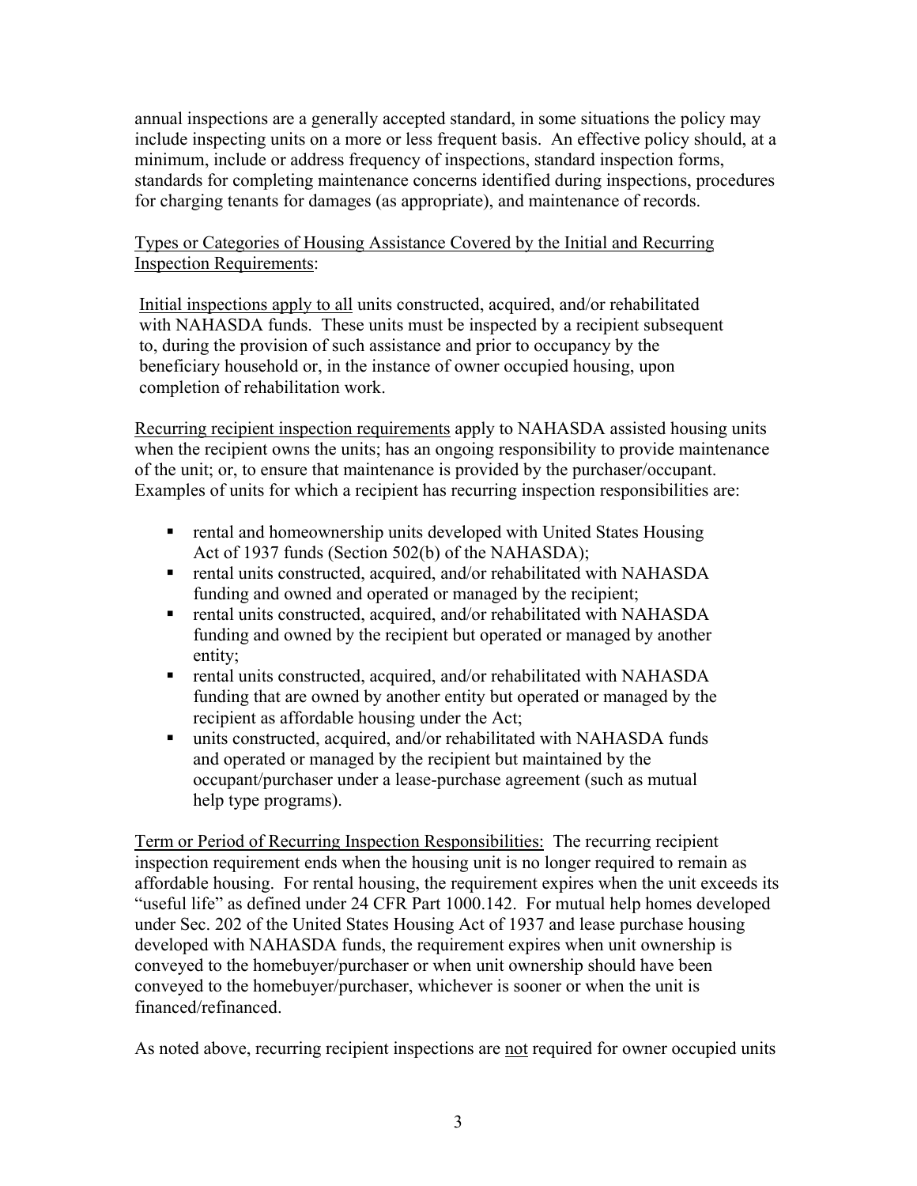annual inspections are a generally accepted standard, in some situations the policy may include inspecting units on a more or less frequent basis. An effective policy should, at a minimum, include or address frequency of inspections, standard inspection forms, standards for completing maintenance concerns identified during inspections, procedures for charging tenants for damages (as appropriate), and maintenance of records.

<u>Types or Categories of Housing Assistance Covered by the Initial and Recurring Inspection Requirements</u>:

<u>Initial inspections apply to all</u> units constructed, acquired, and/or rehabilitated with NAHASDA funds. These units must be inspected by a recipient subsequent to, during the provision of such assistance and prior to occupancy by the beneficiary household or, in the instance of owner occupied housing, upon completion of rehabilitation work.

<u>Recurring recipient inspection requirements</u> apply to NAHASDA assisted housing units when the recipient owns the units; has an ongoing responsibility to provide maintenance of the unit; or, to ensure that maintenance is provided by the purchaser/occupant. Examples of units for which a recipient has recurring inspection responsibilities are:

- rental and homeownership units developed with United States Housing Act of 1937 funds (Section 502(b) of the NAHASDA);
- rental units constructed, acquired, and/or rehabilitated with NAHASDA funding and owned and operated or managed by the recipient;
- rental units constructed, acquired, and/or rehabilitated with NAHASDA funding and owned by the recipient but operated or managed by another entity;
- rental units constructed, acquired, and/or rehabilitated with NAHASDA funding that are owned by another entity but operated or managed by the recipient as affordable housing under the Act;
- units constructed, acquired, and/or rehabilitated with NAHASDA funds and operated or managed by the recipient but maintained by the occupant/purchaser under a lease-purchase agreement (such as mutual help type programs).

<u>Term or Period of Recurring Inspection Responsibilities:</u> The recurring recipient inspection requirement ends when the housing unit is no longer required to remain as affordable housing. For rental housing, the requirement expires when the unit exceeds its "useful life" as defined under 24 CFR Part 1000.142. For mutual help homes developed under Sec. 202 of the United States Housing Act of 1937 and lease purchase housing developed with NAHASDA funds, the requirement expires when unit ownership is conveyed to the homebuyer/purchaser or when unit ownership should have been conveyed to the homebuyer/purchaser, whichever is sooner or when the unit is financed/refinanced.

As noted above, recurring recipient inspections are <u>not</u> required for owner occupied units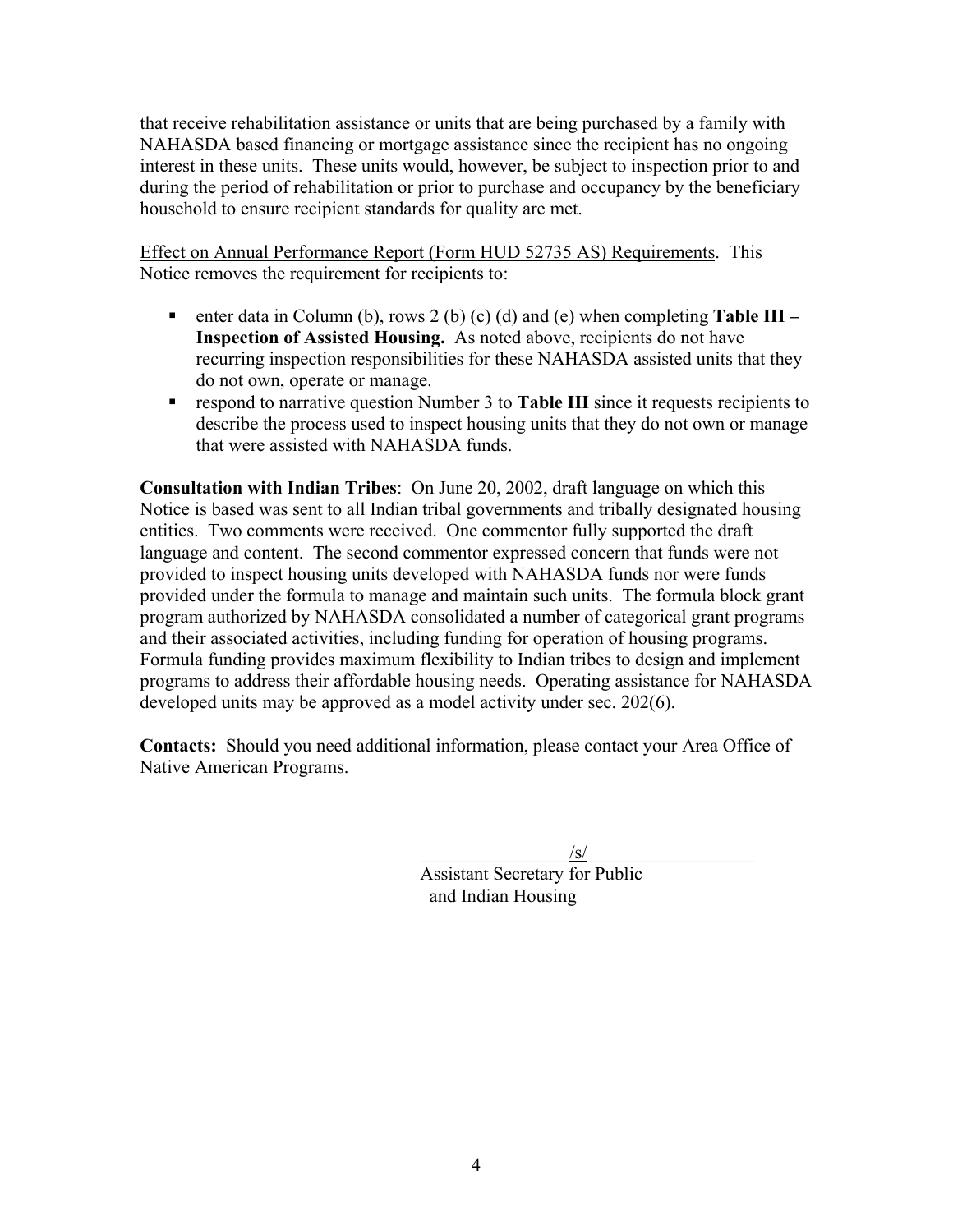that receive rehabilitation assistance or units that are being purchased by a family with NAHASDA based financing or mortgage assistance since the recipient has no ongoing interest in these units. These units would, however, be subject to inspection prior to and during the period of rehabilitation or prior to purchase and occupancy by the beneficiary household to ensure recipient standards for quality are met.

Effect on Annual Performance Report (Form HUD 52735 AS) Requirements. This Notice removes the requirement for recipients to:

- enter data in Column (b), rows 2 (b) (c) (d) and (e) when completing **Table III – Inspection of Assisted Housing.** As noted above, recipients do not have recurring inspection responsibilities for these NAHASDA assisted units that they do not own, operate or manage.
- respond to narrative question Number 3 to **Table III** since it requests recipients to describe the process used to inspect housing units that they do not own or manage that were assisted with NAHASDA funds.

**Consultation with Indian Tribes**: On June 20, 2002, draft language on which this Notice is based was sent to all Indian tribal governments and tribally designated housing entities. Two comments were received. One commentor fully supported the draft language and content. The second commentor expressed concern that funds were not provided to inspect housing units developed with NAHASDA funds nor were funds provided under the formula to manage and maintain such units. The formula block grant program authorized by NAHASDA consolidated a number of categorical grant programs and their associated activities, including funding for operation of housing programs. Formula funding provides maximum flexibility to Indian tribes to design and implement programs to address their affordable housing needs. Operating assistance for NAHASDA developed units may be approved as a model activity under sec. 202(6).

**Contacts:** Should you need additional information, please contact your Area Office of Native American Programs.

/s/

Assistant Secretary for Public and Indian Housing